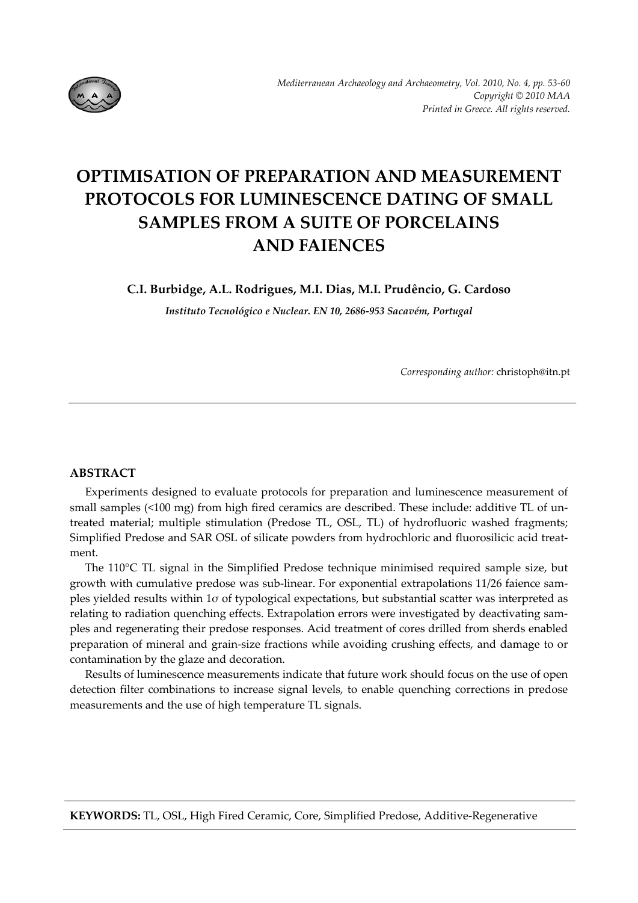# OPTIMISATION OF PREPARATION AND MEASUREMENT PROTOCOLS FOR LUMINESCENCE DATING OF SMALL SAMPLES FROM A SUITE OF PORCELAINS AND FAIENCES

**C.I. Burbidge, A.L. Rodrigues, M.I. Dias, M.I. Prudêncio, G. Cardoso**

*Instituto Tecnológico e Nuclear. EN 10, 2686-953 Sacavém, Portugal*

*Corresponding author:* christoph@itn.pt

## ABSTRACT

Experiments designed to evaluate protocols for preparation and luminescence measurement of small samples (<100 mg) from high fired ceramics are described. These include: additive TL of untreated material; multiple stimulation (Predose TL, OSL, TL) of hydrofluoric washed fragments; Simplified Predose and SAR OSL of silicate powders from hydrochloric and fluorosilicic acid treatment.

The 110°C TL signal in the Simplified Predose technique minimised required sample size, but growth with cumulative predose was sub-linear. For exponential extrapolations 11/26 faience samples yielded results within 1σ of typological expectations, but substantial scatter was interpreted as relating to radiation quenching effects. Extrapolation errors were investigated by deactivating samples and regenerating their predose responses. Acid treatment of cores drilled from sherds enabled preparation of mineral and grain-size fractions while avoiding crushing effects, and damage to or contamination by the glaze and decoration.

Results of luminescence measurements indicate that future work should focus on the use of open detection filter combinations to increase signal levels, to enable quenching corrections in predose measurements and the use of high temperature TL signals.

**KEYWORDS:** TL, OSL, High Fired Ceramic, Core, Simplified Predose, Additive-Regenerative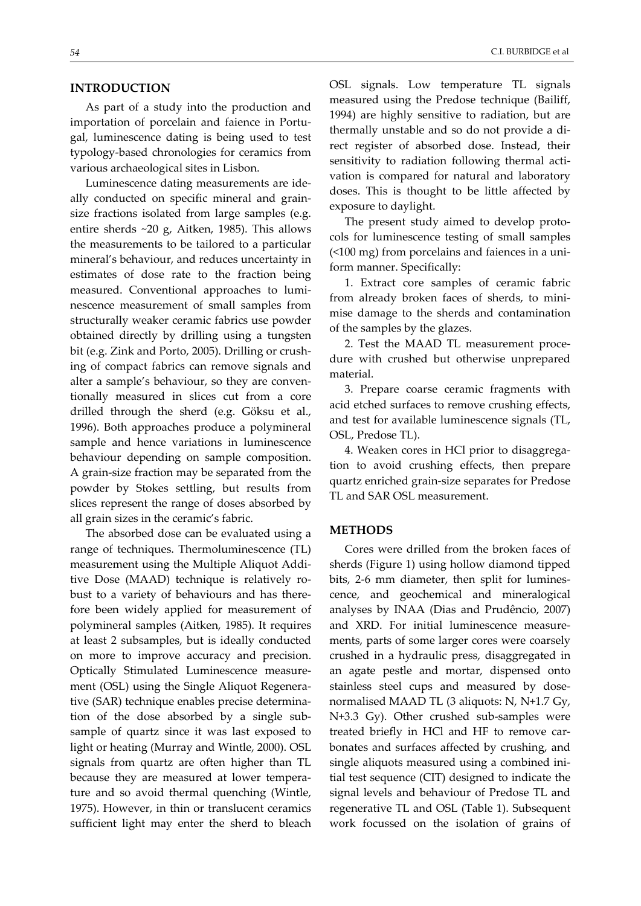## INTRODUCTION

As part of a study into the production and importation of porcelain and faience in Portugal, luminescence dating is being used to test typology-based chronologies for ceramics from various archaeological sites in Lisbon.

Luminescence dating measurements are ideally conducted on specific mineral and grain-size fractions isolated from large samples (e.g. entire sherds ~20 g, Aitken, 1985). This allows the measurements to be tailored to a particular mineral's behaviour, and reduces uncertainty in estimates of dose rate to the fraction being measured. Conventional approaches to luminescence measurement of small samples from structurally weaker ceramic fabrics use powder obtained directly by drilling using a tungsten bit (e.g. Zink and Porto, 2005). Drilling or crushing of compact fabrics can remove signals and alter a sample's behaviour, so they are conventionally measured in slices cut from a core drilled through the sherd (e.g. Göksu et al., 1996). Both approaches produce a polymineral sample and hence variations in luminescence behaviour depending on sample composition. A grain-size fraction may be separated from the powder by Stokes settling, but results from slices represent the range of doses absorbed by all grain sizes in the ceramic's fabric.

The absorbed dose can be evaluated using a range of techniques. Thermoluminescence (TL) measurement using the Multiple Aliquot Additive Dose (MAAD) technique is relatively robust to a variety of behaviours and has therefore been widely applied for measurement of polymineral samples (Aitken, 1985). It requires at least 2 subsamples, but is ideally conducted on more to improve accuracy and precision. Optically Stimulated Luminescence measurement (OSL) using the Single Aliquot Regenerative (SAR) technique enables precise determination of the dose absorbed by a single subsample of quartz since it was last exposed to light or heating (Murray and Wintle, 2000). OSL signals from quartz are often higher than TL because they are measured at lower temperature and so avoid thermal quenching (Wintle, 1975). However, in thin or translucent ceramics sufficient light may enter the sherd to bleach OSL signals. Low temperature TL signals measured using the Predose technique (Bailiff, 1994) are highly sensitive to radiation, but are thermally unstable and so do not provide a direct register of absorbed dose. Instead, their sensitivity to radiation following thermal activation is compared for natural and laboratory doses. This is thought to be little affected by exposure to daylight.

The present study aimed to develop protocols for luminescence testing of small samples (<100 mg) from porcelains and faiences in a uniform manner. Specifically:

1. Extract core samples of ceramic fabric from already broken faces of sherds, to minimise damage to the sherds and contamination of the samples by the glazes.
2. Test the MAAD TL measurement procedure with crushed but otherwise unprepared material.
3. Prepare coarse ceramic fragments with acid etched surfaces to remove crushing effects, and test for available luminescence signals (TL, OSL, Predose TL).
4. Weaken cores in HCl prior to disaggregation to avoid crushing effects, then prepare quartz enriched grain-size separates for Predose TL and SAR OSL measurement.

## METHODS

Cores were drilled from the broken faces of sherds (Figure 1) using hollow diamond tipped bits, 2-6 mm diameter, then split for luminescence, and geochemical and mineralogical analyses by INAA (Dias and Prudêncio, 2007) and XRD. For initial luminescence measurements, parts of some larger cores were coarsely crushed in a hydraulic press, disaggregated in an agate pestle and mortar, dispensed onto stainless steel cups and measured by dose-normalised MAAD TL (3 aliquots: N, N+1.7 Gy, N+3.3 Gy). Other crushed sub-samples were treated briefly in HCl and HF to remove carbonates and surfaces affected by crushing, and single aliquots measured using a combined initial test sequence (CIT) designed to indicate the signal levels and behaviour of Predose TL and regenerative TL and OSL (Table 1). Subsequent work focussed on the isolation of grains of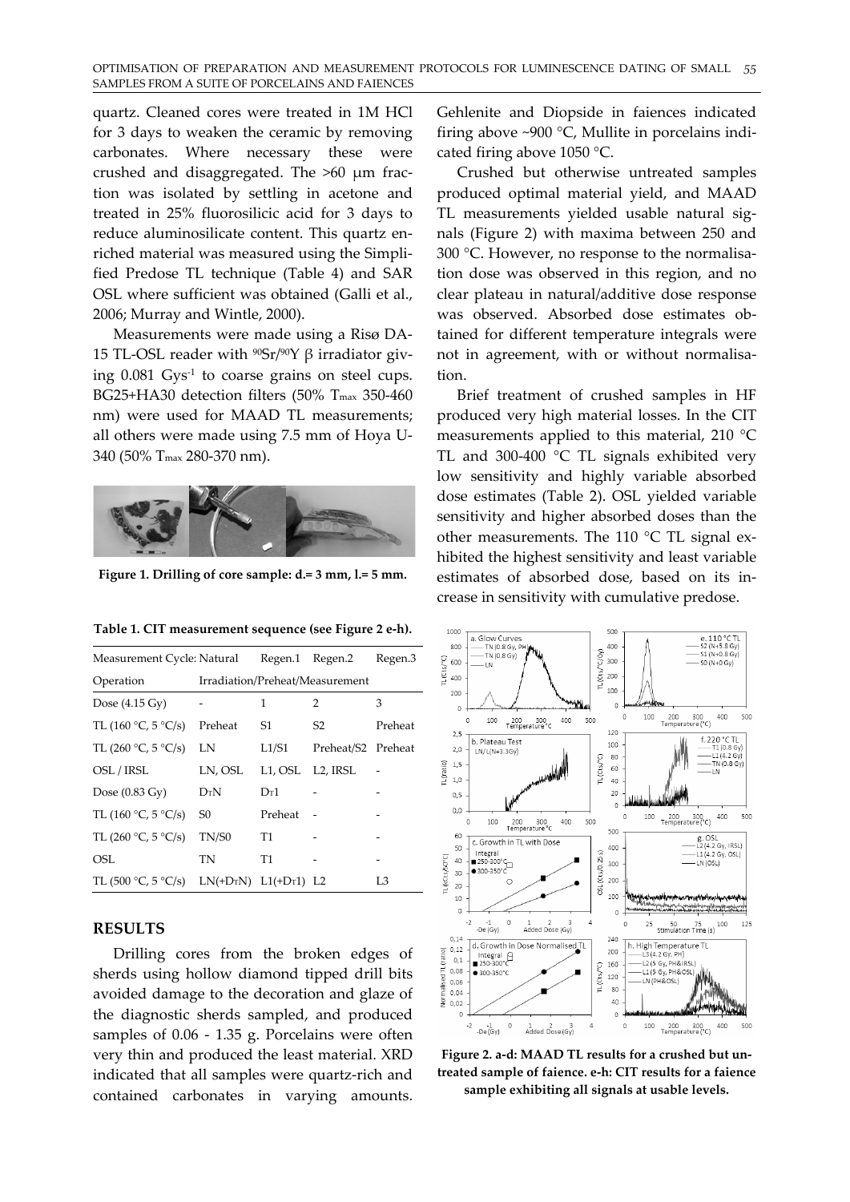quartz. Cleaned cores were treated in 1M HCl for 3 days to weaken the ceramic by removing carbonates. Where necessary these were crushed and disaggregated. The >60 μm fraction was isolated by settling in acetone and treated in 25% fluorosilicic acid for 3 days to reduce aluminosilicate content. This quartz enriched material was measured using the Simplified Predose TL technique (Table 4) and SAR OSL where sufficient was obtained (Galli et al., 2006; Murray and Wintle, 2000).

Measurements were made using a Risø DA-15 TL-OSL reader with $^{90}$Sr/$^{90}$Y β irradiator giving 0.081 Gys$^{-1}$ to coarse grains on steel cups. BG25+HA30 detection filters (50% $T_{max}$ 350-460 nm) were used for MAAD TL measurements; all others were made using 7.5 mm of Hoya U-340 (50% $T_{max}$ 280-370 nm).

**Figure 1. Drilling of core sample: d.= 3 mm, l.= 5 mm.**

**Table 1. CIT measurement sequence (see Figure 2 e-h).**

| Measurement Cycle: | Natural | Regen.1 | Regen.2 | Regen.3 |
|---|---|---|---|---|
| Operation | Irradiation/Preheat/Measurement | | | |
| Dose (4.15 Gy) | - | 1 | 2 | 3 |
| TL (160 °C, 5 °C/s) | Preheat | S1 | S2 | Preheat |
| TL (260 °C, 5 °C/s) | LN | L1/S1 | Preheat/S2 | Preheat |
| OSL / IRSL | LN, OSL | L1, OSL | L2, IRSL | - |
| Dose (0.83 Gy) | $D_T$N | $D_T$1 | - | - |
| TL (160 °C, 5 °C/s) | S0 | Preheat | - | - |
| TL (260 °C, 5 °C/s) | TN/S0 | T1 | - | - |
| OSL | TN | T1 | - | - |
| TL (500 °C, 5 °C/s) | LN(+$D_T$N) | L1(+$D_T$1) | L2 | L3 |

## RESULTS

Drilling cores from the broken edges of sherds using hollow diamond tipped drill bits avoided damage to the decoration and glaze of the diagnostic sherds sampled, and produced samples of 0.06 - 1.35 g. Porcelains were often very thin and produced the least material. XRD indicated that all samples were quartz-rich and contained carbonates in varying amounts. Gehlenite and Diopside in faiences indicated firing above ~900 °C, Mullite in porcelains indicated firing above 1050 °C.

Crushed but otherwise untreated samples produced optimal material yield, and MAAD TL measurements yielded usable natural signals (Figure 2) with maxima between 250 and 300 °C. However, no response to the normalisation dose was observed in this region, and no clear plateau in natural/additive dose response was observed. Absorbed dose estimates obtained for different temperature integrals were not in agreement, with or without normalisation.

Brief treatment of crushed samples in HF produced very high material losses. In the CIT measurements applied to this material, 210 °C TL and 300-400 °C TL signals exhibited very low sensitivity and highly variable absorbed dose estimates (Table 2). OSL yielded variable sensitivity and higher absorbed doses than the other measurements. The 110 °C TL signal exhibited the highest sensitivity and least variable estimates of absorbed dose, based on its increase in sensitivity with cumulative predose.

**Figure 2. a-d: MAAD TL results for a crushed but untreated sample of faience. e-h: CIT results for a faience sample exhibiting all signals at usable levels.**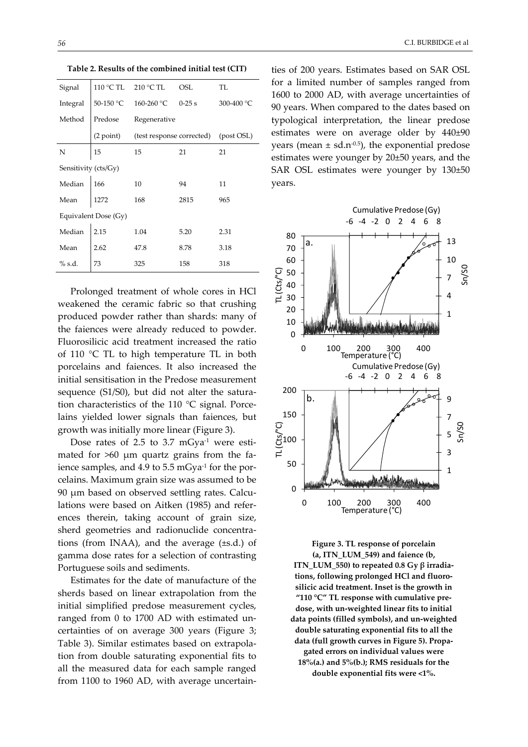**Table 2. Results of the combined initial test (CIT)**

| Signal | 110 °C TL | 210 °C TL | OSL | TL |
|---|---|---|---|---|
| Integral | 50-150 °C | 160-260 °C | 0-25 s | 300-400 °C |
| Method | Predose | Regenerative | | |
| | (2 point) | (test response corrected) | | (post OSL) |
| N | 15 | 15 | 21 | 21 |
| Sensitivity (cts/Gy) | | | | |
| Median | 166 | 10 | 94 | 11 |
| Mean | 1272 | 168 | 2815 | 965 |
| Equivalent Dose (Gy) | | | | |
| Median | 2.15 | 1.04 | 5.20 | 2.31 |
| Mean | 2.62 | 47.8 | 8.78 | 3.18 |
| % s.d. | 73 | 325 | 158 | 318 |

Prolonged treatment of whole cores in HCl weakened the ceramic fabric so that crushing produced powder rather than shards: many of the faiences were already reduced to powder. Fluorosilicic acid treatment increased the ratio of 110 °C TL to high temperature TL in both porcelains and faiences. It also increased the initial sensitisation in the Predose measurement sequence (S1/S0), but did not alter the saturation characteristics of the 110 °C signal. Porcelains yielded lower signals than faiences, but growth was initially more linear (Figure 3).

Dose rates of 2.5 to 3.7 mGya$^{-1}$ were estimated for >60 μm quartz grains from the faience samples, and 4.9 to 5.5 mGya$^{-1}$ for the porcelains. Maximum grain size was assumed to be 90 μm based on observed settling rates. Calculations were based on Aitken (1985) and references therein, taking account of grain size, sherd geometries and radionuclide concentrations (from INAA), and the average (±s.d.) of gamma dose rates for a selection of contrasting Portuguese soils and sediments.

Estimates for the date of manufacture of the sherds based on linear extrapolation from the initial simplified predose measurement cycles, ranged from 0 to 1700 AD with estimated uncertainties of on average 300 years (Figure 3; Table 3). Similar estimates based on extrapolation from double saturating exponential fits to all the measured data for each sample ranged from 1100 to 1960 AD, with average uncertainties of 200 years. Estimates based on SAR OSL for a limited number of samples ranged from 1600 to 2000 AD, with average uncertainties of 90 years. When compared to the dates based on typological interpretation, the linear predose estimates were on average older by 440±90 years (mean ± sd.n$^{-0.5}$), the exponential predose estimates were younger by 20±50 years, and the SAR OSL estimates were younger by 130±50 years.

**Figure 3. TL response of porcelain (a, ITN_LUM_549) and faience (b, ITN_LUM_550) to repeated 0.8 Gy β irradiations, following prolonged HCl and fluorosilicic acid treatment. Inset is the growth in "110 °C" TL response with cumulative predose, with un-weighted linear fits to initial data points (filled symbols), and un-weighted double saturating exponential fits to all the data (full growth curves in Figure 5). Propagated errors on individual values were 18%(a.) and 5%(b.); RMS residuals for the double exponential fits were <1%.**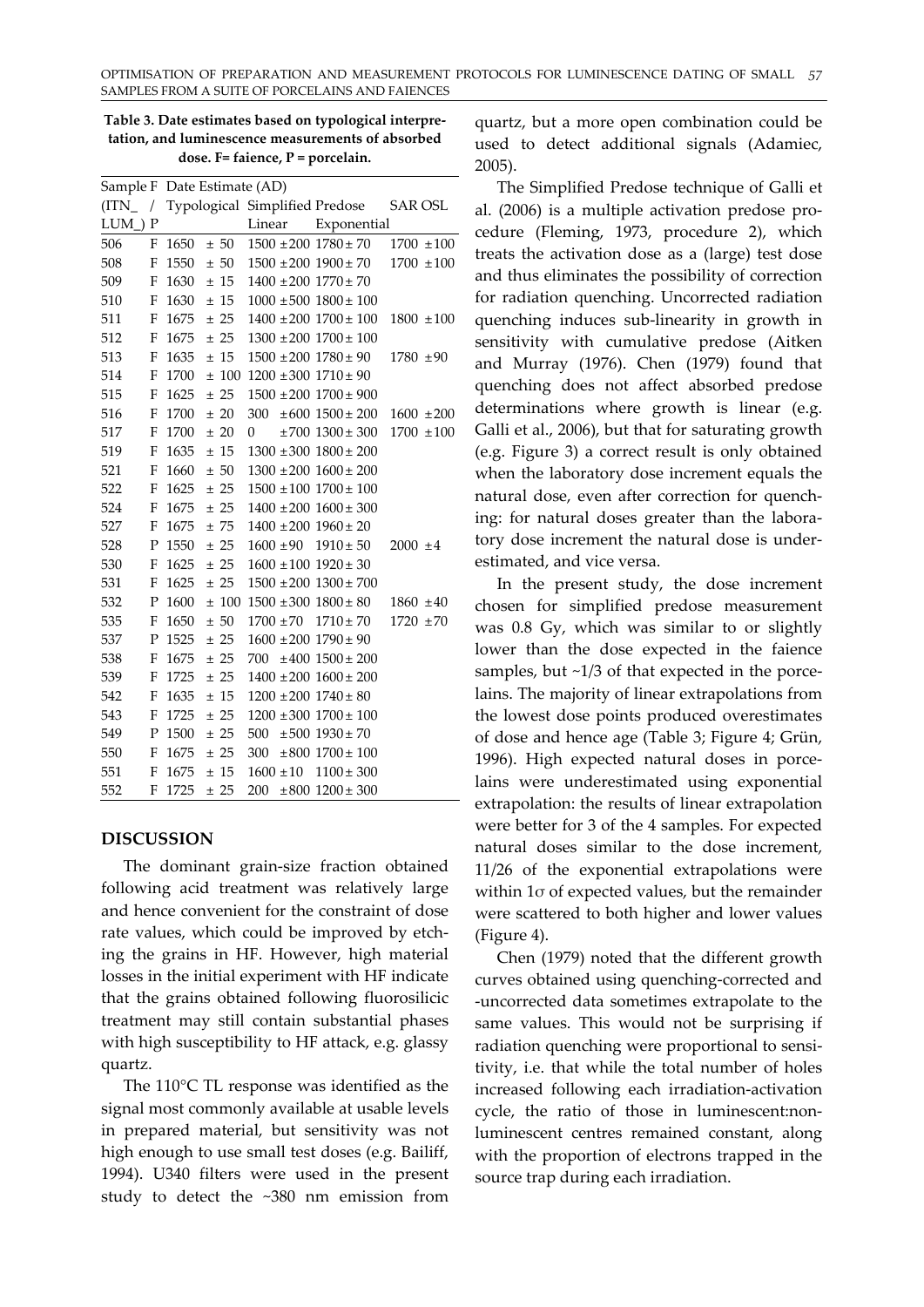**Table 3. Date estimates based on typological interpretation, and luminescence measurements of absorbed dose. F= faience, P = porcelain.**

| Sample (ITN_ LUM_) | F / P | Date Estimate (AD) Typological | Simplified Predose Linear | Simplified Predose Exponential | SAR OSL |
|---|---|---|---|---|---|
| 506 | F | 1650 ± 50 | 1500 ±200 | 1780± 70 | 1700 ±100 |
| 508 | F | 1550 ± 50 | 1500 ±200 | 1900± 70 | 1700 ±100 |
| 509 | F | 1630 ± 15 | 1400 ±200 | 1770± 70 | |
| 510 | F | 1630 ± 15 | 1000 ±500 | 1800± 100 | |
| 511 | F | 1675 ± 25 | 1400 ±200 | 1700± 100 | 1800 ±100 |
| 512 | F | 1675 ± 25 | 1300 ±200 | 1700± 100 | |
| 513 | F | 1635 ± 15 | 1500 ±200 | 1780± 90 | 1780 ±90 |
| 514 | F | 1700 ± 100 | 1200 ±300 | 1710± 90 | |
| 515 | F | 1625 ± 25 | 1500 ±200 | 1700± 900 | |
| 516 | F | 1700 ± 20 | 300 ±600 | 1500± 200 | 1600 ±200 |
| 517 | F | 1700 ± 20 | 0 ±700 | 1300± 300 | 1700 ±100 |
| 519 | F | 1635 ± 15 | 1300 ±300 | 1800± 200 | |
| 521 | F | 1660 ± 50 | 1300 ±200 | 1600± 200 | |
| 522 | F | 1625 ± 25 | 1500 ±100 | 1700± 100 | |
| 524 | F | 1675 ± 25 | 1400 ±200 | 1600± 300 | |
| 527 | F | 1675 ± 75 | 1400 ±200 | 1960± 20 | |
| 528 | P | 1550 ± 25 | 1600 ±90 | 1910± 50 | 2000 ±4 |
| 530 | F | 1625 ± 25 | 1600 ±100 | 1920± 30 | |
| 531 | F | 1625 ± 25 | 1500 ±200 | 1300± 700 | |
| 532 | P | 1600 ± 100 | 1500 ±300 | 1800± 80 | 1860 ±40 |
| 535 | F | 1650 ± 50 | 1700 ±70 | 1710± 70 | 1720 ±70 |
| 537 | P | 1525 ± 25 | 1600 ±200 | 1790± 90 | |
| 538 | F | 1675 ± 25 | 700 ±400 | 1500± 200 | |
| 539 | F | 1725 ± 25 | 1400 ±200 | 1600± 200 | |
| 542 | F | 1635 ± 15 | 1200 ±200 | 1740± 80 | |
| 543 | F | 1725 ± 25 | 1200 ±300 | 1700± 100 | |
| 549 | P | 1500 ± 25 | 500 ±500 | 1930± 70 | |
| 550 | F | 1675 ± 25 | 300 ±800 | 1700± 100 | |
| 551 | F | 1675 ± 15 | 1600 ±10 | 1100± 300 | |
| 552 | F | 1725 ± 25 | 200 ±800 | 1200± 300 | |

## DISCUSSION

The dominant grain-size fraction obtained following acid treatment was relatively large and hence convenient for the constraint of dose rate values, which could be improved by etching the grains in HF. However, high material losses in the initial experiment with HF indicate that the grains obtained following fluorosilicic treatment may still contain substantial phases with high susceptibility to HF attack, e.g. glassy quartz.

The 110°C TL response was identified as the signal most commonly available at usable levels in prepared material, but sensitivity was not high enough to use small test doses (e.g. Bailiff, 1994). U340 filters were used in the present study to detect the ~380 nm emission from quartz, but a more open combination could be used to detect additional signals (Adamiec, 2005).

The Simplified Predose technique of Galli et al. (2006) is a multiple activation predose procedure (Fleming, 1973, procedure 2), which treats the activation dose as a (large) test dose and thus eliminates the possibility of correction for radiation quenching. Uncorrected radiation quenching induces sub-linearity in growth in sensitivity with cumulative predose (Aitken and Murray (1976). Chen (1979) found that quenching does not affect absorbed predose determinations where growth is linear (e.g. Galli et al., 2006), but that for saturating growth (e.g. Figure 3) a correct result is only obtained when the laboratory dose increment equals the natural dose, even after correction for quenching: for natural doses greater than the laboratory dose increment the natural dose is underestimated, and vice versa.

In the present study, the dose increment chosen for simplified predose measurement was 0.8 Gy, which was similar to or slightly lower than the dose expected in the faience samples, but ~1/3 of that expected in the porcelains. The majority of linear extrapolations from the lowest dose points produced overestimates of dose and hence age (Table 3; Figure 4; Grün, 1996). High expected natural doses in porcelains were underestimated using exponential extrapolation: the results of linear extrapolation were better for 3 of the 4 samples. For expected natural doses similar to the dose increment, 11/26 of the exponential extrapolations were within 1σ of expected values, but the remainder were scattered to both higher and lower values (Figure 4).

Chen (1979) noted that the different growth curves obtained using quenching-corrected and -uncorrected data sometimes extrapolate to the same values. This would not be surprising if radiation quenching were proportional to sensitivity, i.e. that while the total number of holes increased following each irradiation-activation cycle, the ratio of those in luminescent:non-luminescent centres remained constant, along with the proportion of electrons trapped in the source trap during each irradiation.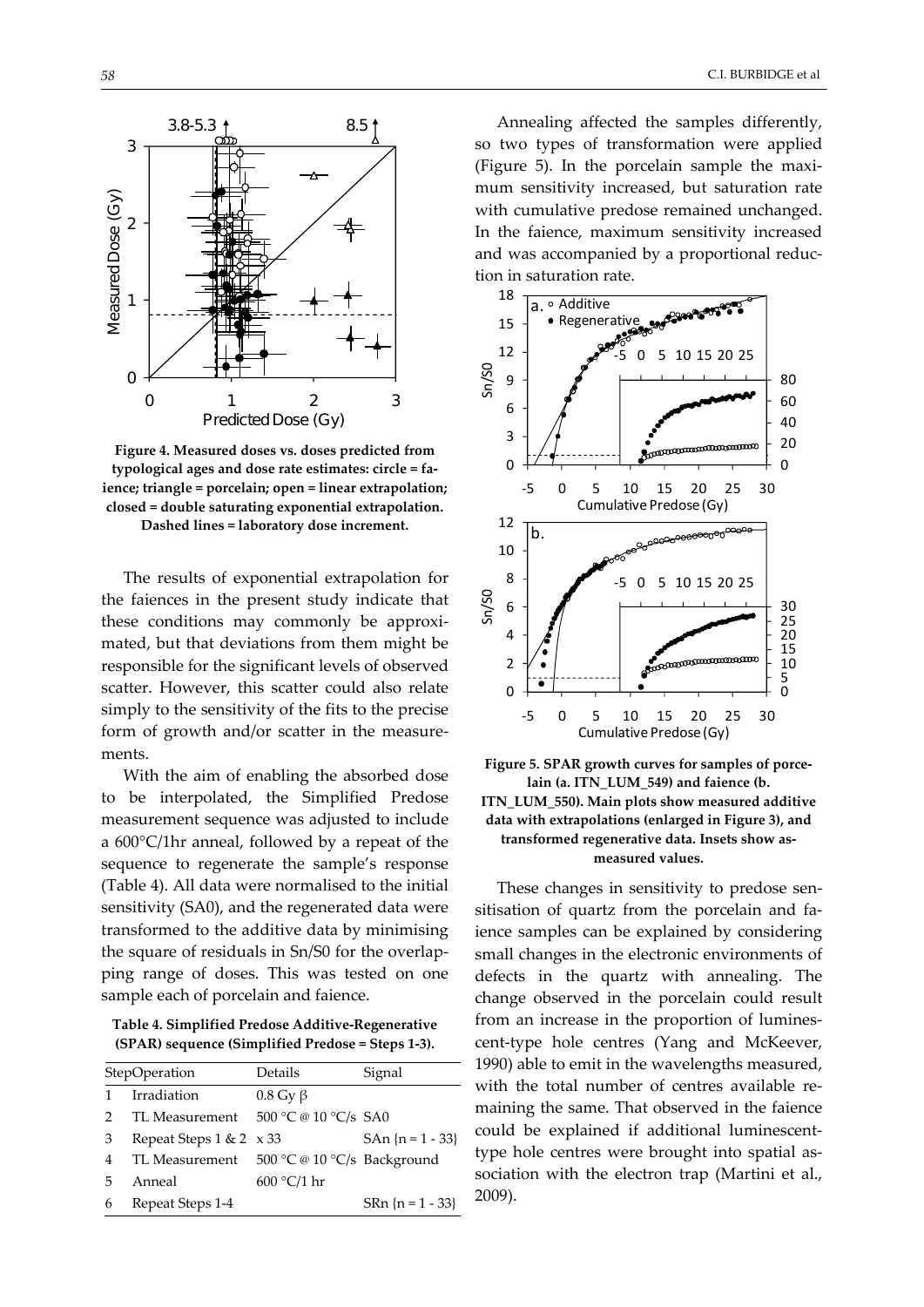**Figure 4. Measured doses vs. doses predicted from typological ages and dose rate estimates: circle = faience; triangle = porcelain; open = linear extrapolation; closed = double saturating exponential extrapolation. Dashed lines = laboratory dose increment.**

The results of exponential extrapolation for the faiences in the present study indicate that these conditions may commonly be approximated, but that deviations from them might be responsible for the significant levels of observed scatter. However, this scatter could also relate simply to the sensitivity of the fits to the precise form of growth and/or scatter in the measurements.

With the aim of enabling the absorbed dose to be interpolated, the Simplified Predose measurement sequence was adjusted to include a 600°C/1hr anneal, followed by a repeat of the sequence to regenerate the sample's response (Table 4). All data were normalised to the initial sensitivity (SA0), and the regenerated data were transformed to the additive data by minimising the square of residuals in Sn/S0 for the overlapping range of doses. This was tested on one sample each of porcelain and faience.

**Table 4. Simplified Predose Additive-Regenerative (SPAR) sequence (Simplified Predose = Steps 1-3).**

| Step | Operation | Details | Signal |
|---|---|---|---|
| 1 | Irradiation | 0.8 Gy β | |
| 2 | TL Measurement | 500 °C @ 10 °C/s | SA0 |
| 3 | Repeat Steps 1 & 2 | x 33 | SAn {n = 1 - 33} |
| 4 | TL Measurement | 500 °C @ 10 °C/s | Background |
| 5 | Anneal | 600 °C/1 hr | |
| 6 | Repeat Steps 1-4 | | SRn {n = 1 - 33} |

Annealing affected the samples differently, so two types of transformation were applied (Figure 5). In the porcelain sample the maximum sensitivity increased, but saturation rate with cumulative predose remained unchanged. In the faience, maximum sensitivity increased and was accompanied by a proportional reduction in saturation rate.

**Figure 5. SPAR growth curves for samples of porcelain (a. ITN_LUM_549) and faience (b. ITN_LUM_550). Main plots show measured additive data with extrapolations (enlarged in Figure 3), and transformed regenerative data. Insets show as-measured values.**

These changes in sensitivity to predose sensitisation of quartz from the porcelain and faience samples can be explained by considering small changes in the electronic environments of defects in the quartz with annealing. The change observed in the porcelain could result from an increase in the proportion of luminescent-type hole centres (Yang and McKeever, 1990) able to emit in the wavelengths measured, with the total number of centres available remaining the same. That observed in the faience could be explained if additional luminescent-type hole centres were brought into spatial association with the electron trap (Martini et al., 2009).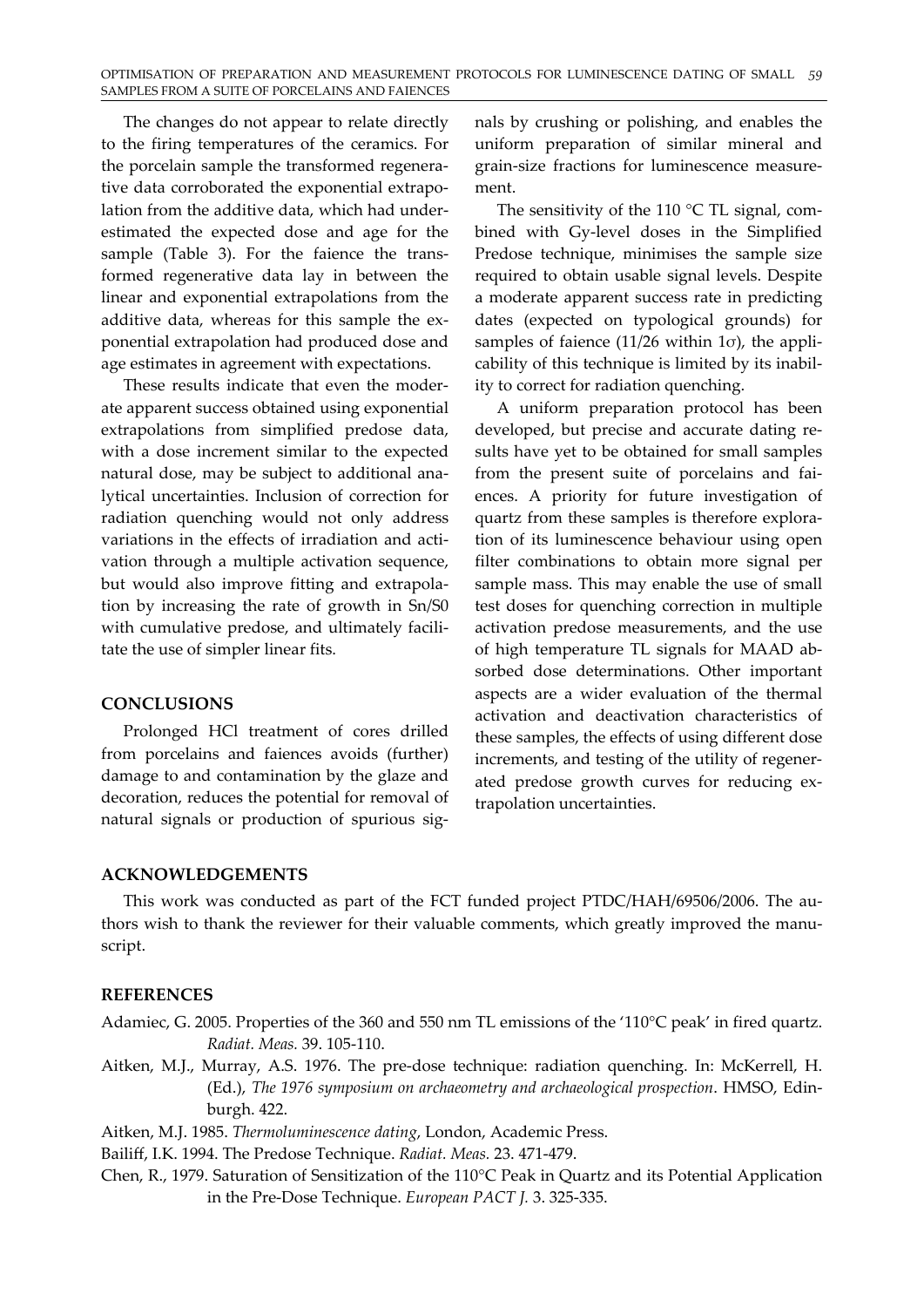The changes do not appear to relate directly to the firing temperatures of the ceramics. For the porcelain sample the transformed regenerative data corroborated the exponential extrapolation from the additive data, which had underestimated the expected dose and age for the sample (Table 3). For the faience the transformed regenerative data lay in between the linear and exponential extrapolations from the additive data, whereas for this sample the exponential extrapolation had produced dose and age estimates in agreement with expectations.

These results indicate that even the moderate apparent success obtained using exponential extrapolations from simplified predose data, with a dose increment similar to the expected natural dose, may be subject to additional analytical uncertainties. Inclusion of correction for radiation quenching would not only address variations in the effects of irradiation and activation through a multiple activation sequence, but would also improve fitting and extrapolation by increasing the rate of growth in $S_n/S_0$ with cumulative predose, and ultimately facilitate the use of simpler linear fits.

## CONCLUSIONS

Prolonged HCl treatment of cores drilled from porcelains and faiences avoids (further) damage to and contamination by the glaze and decoration, reduces the potential for removal of natural signals or production of spurious signals by crushing or polishing, and enables the uniform preparation of similar mineral and grain-size fractions for luminescence measurement.

The sensitivity of the 110 °C TL signal, combined with Gy-level doses in the Simplified Predose technique, minimises the sample size required to obtain usable signal levels. Despite a moderate apparent success rate in predicting dates (expected on typological grounds) for samples of faience (11/26 within 1$\sigma$), the applicability of this technique is limited by its inability to correct for radiation quenching.

A uniform preparation protocol has been developed, but precise and accurate dating results have yet to be obtained for small samples from the present suite of porcelains and faiences. A priority for future investigation of quartz from these samples is therefore exploration of its luminescence behaviour using open filter combinations to obtain more signal per sample mass. This may enable the use of small test doses for quenching correction in multiple activation predose measurements, and the use of high temperature TL signals for MAAD absorbed dose determinations. Other important aspects are a wider evaluation of the thermal activation and deactivation characteristics of these samples, the effects of using different dose increments, and testing of the utility of regenerated predose growth curves for reducing extrapolation uncertainties.

## ACKNOWLEDGEMENTS

This work was conducted as part of the FCT funded project PTDC/HAH/69506/2006. The authors wish to thank the reviewer for their valuable comments, which greatly improved the manuscript.

## REFERENCES

Adamiec, G. 2005. Properties of the 360 and 550 nm TL emissions of the '110°C peak' in fired quartz. *Radiat. Meas.* 39. 105-110.

Aitken, M.J., Murray, A.S. 1976. The pre-dose technique: radiation quenching. In: McKerrell, H. (Ed.), *The 1976 symposium on archaeometry and archaeological prospection*. HMSO, Edinburgh. 422.

Aitken, M.J. 1985. *Thermoluminescence dating*, London, Academic Press.

Bailiff, I.K. 1994. The Predose Technique. *Radiat. Meas.* 23. 471-479.

Chen, R., 1979. Saturation of Sensitization of the 110°C Peak in Quartz and its Potential Application in the Pre-Dose Technique. *European PACT J.* 3. 325-335.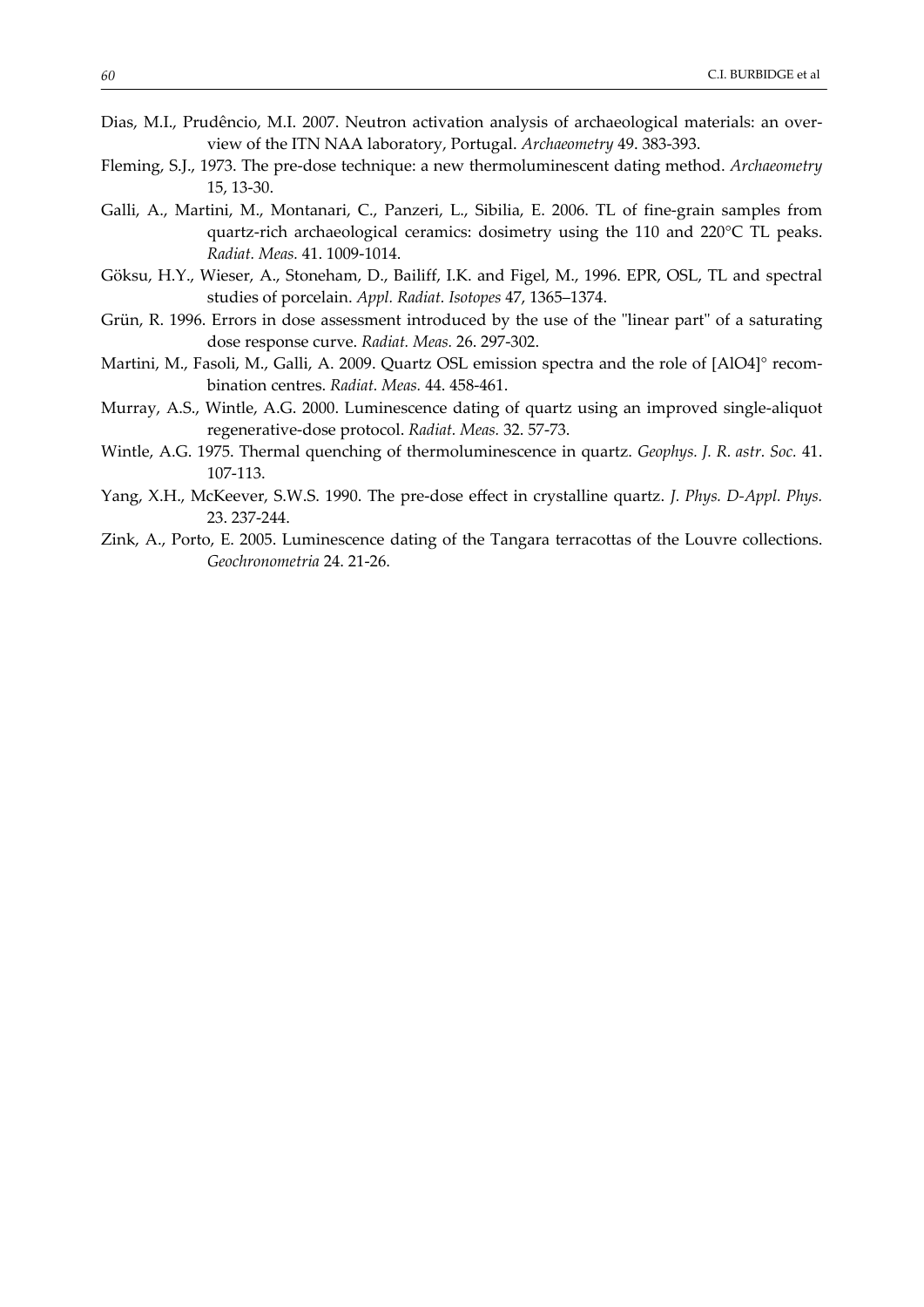Dias, M.I., Prudêncio, M.I. 2007. Neutron activation analysis of archaeological materials: an overview of the ITN NAA laboratory, Portugal. *Archaeometry* 49. 383-393.

Fleming, S.J., 1973. The pre-dose technique: a new thermoluminescent dating method. *Archaeometry* 15, 13-30.

Galli, A., Martini, M., Montanari, C., Panzeri, L., Sibilia, E. 2006. TL of fine-grain samples from quartz-rich archaeological ceramics: dosimetry using the 110 and 220°C TL peaks. *Radiat. Meas.* 41. 1009-1014.

Göksu, H.Y., Wieser, A., Stoneham, D., Bailiff, I.K. and Figel, M., 1996. EPR, OSL, TL and spectral studies of porcelain. *Appl. Radiat. Isotopes* 47, 1365–1374.

Grün, R. 1996. Errors in dose assessment introduced by the use of the "linear part" of a saturating dose response curve. *Radiat. Meas.* 26. 297-302.

Martini, M., Fasoli, M., Galli, A. 2009. Quartz OSL emission spectra and the role of [AlO4]° recombination centres. *Radiat. Meas.* 44. 458-461.

Murray, A.S., Wintle, A.G. 2000. Luminescence dating of quartz using an improved single-aliquot regenerative-dose protocol. *Radiat. Meas.* 32. 57-73.

Wintle, A.G. 1975. Thermal quenching of thermoluminescence in quartz. *Geophys. J. R. astr. Soc.* 41. 107-113.

Yang, X.H., McKeever, S.W.S. 1990. The pre-dose effect in crystalline quartz. *J. Phys. D-Appl. Phys.* 23. 237-244.

Zink, A., Porto, E. 2005. Luminescence dating of the Tangara terracottas of the Louvre collections. *Geochronometria* 24. 21-26.